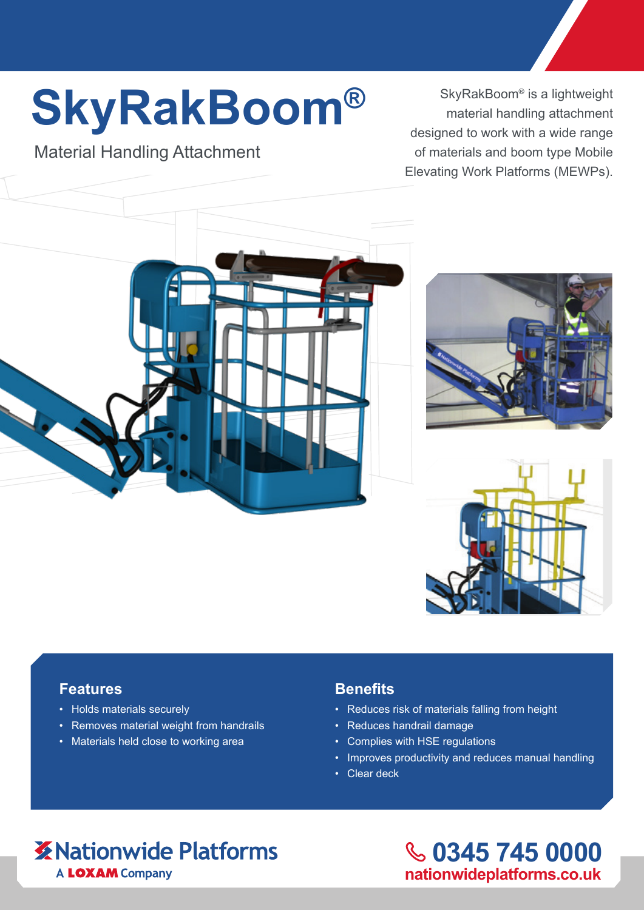# SkyRakBoom®

Material Handling Attachment

SkyRakBoom® is a lightweight material handling attachment designed to work with a wide range of materials and boom type Mobile Elevating Work Platforms (MEWPs).

## Features

- Holds materials securely
- Removes material weight from handrails
- Materials held close to working area

## Benefits

- Reduces risk of materials falling from height
- Reduces handrail damage
- Complies with HSE regulations
- Improves productivity and reduces manual handling
- Clear deck

Nationwide Platforms
A LOXAM Company

0345 745 0000
nationwideplatforms.co.uk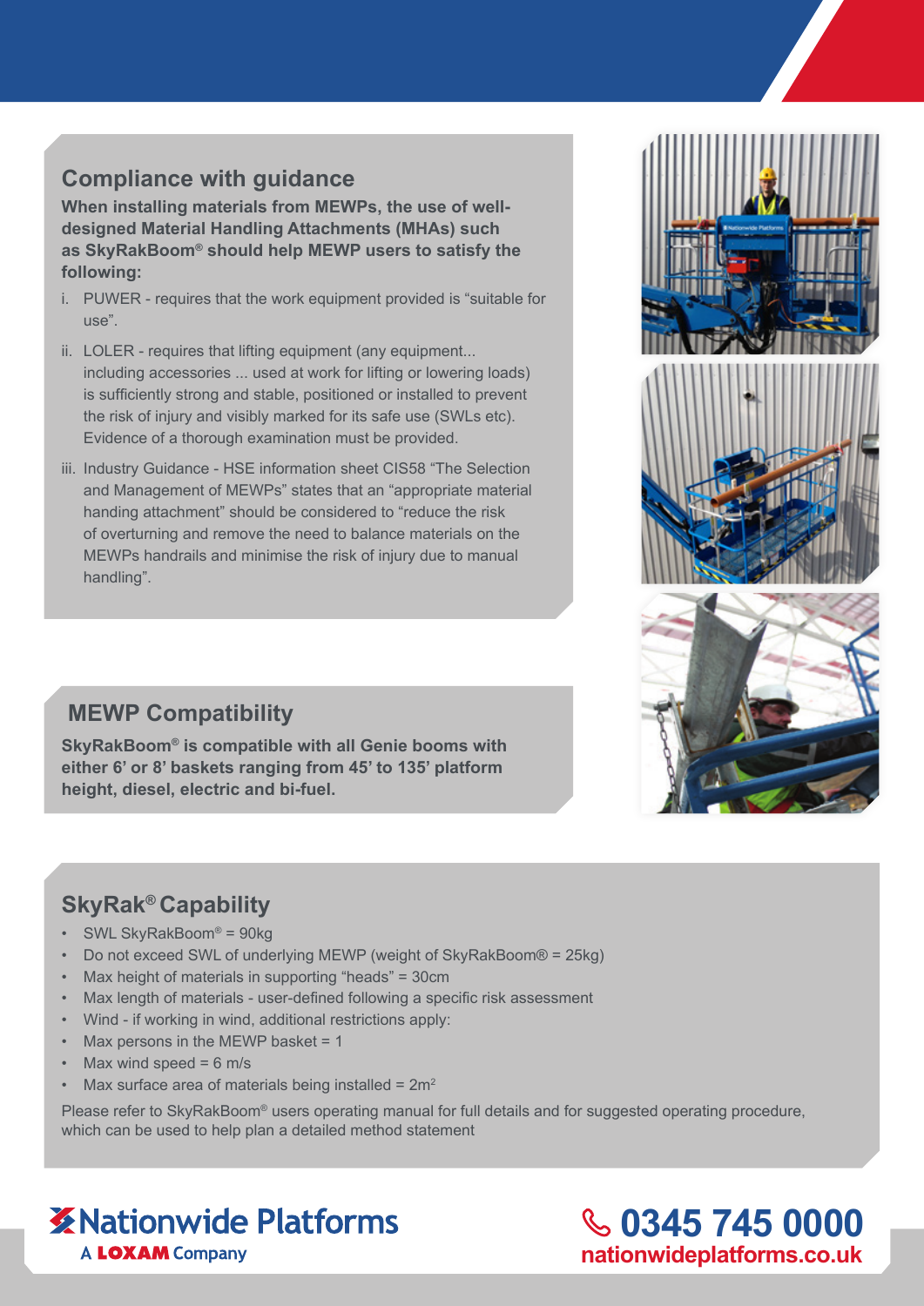## Compliance with guidance

**When installing materials from MEWPs, the use of well-designed Material Handling Attachments (MHAs) such as SkyRakBoom® should help MEWP users to satisfy the following:**

i. PUWER - requires that the work equipment provided is "suitable for use".

ii. LOLER - requires that lifting equipment (any equipment... including accessories ... used at work for lifting or lowering loads) is sufficiently strong and stable, positioned or installed to prevent the risk of injury and visibly marked for its safe use (SWLs etc). Evidence of a thorough examination must be provided.

iii. Industry Guidance - HSE information sheet CIS58 "The Selection and Management of MEWPs" states that an "appropriate material handing attachment" should be considered to "reduce the risk of overturning and remove the need to balance materials on the MEWPs handrails and minimise the risk of injury due to manual handling".

## MEWP Compatibility

**SkyRakBoom® is compatible with all Genie booms with either 6' or 8' baskets ranging from 45' to 135' platform height, diesel, electric and bi-fuel.**

## SkyRak® Capability

- SWL SkyRakBoom® = 90kg
- Do not exceed SWL of underlying MEWP (weight of SkyRakBoom® = 25kg)
- Max height of materials in supporting "heads" = 30cm
- Max length of materials - user-defined following a specific risk assessment
- Wind - if working in wind, additional restrictions apply:
- Max persons in the MEWP basket = 1
- Max wind speed = 6 m/s
- Max surface area of materials being installed = $2m^2$

Please refer to SkyRakBoom® users operating manual for full details and for suggested operating procedure, which can be used to help plan a detailed method statement

Nationwide Platforms
A LOXAM Company

0345 745 0000
nationwideplatforms.co.uk